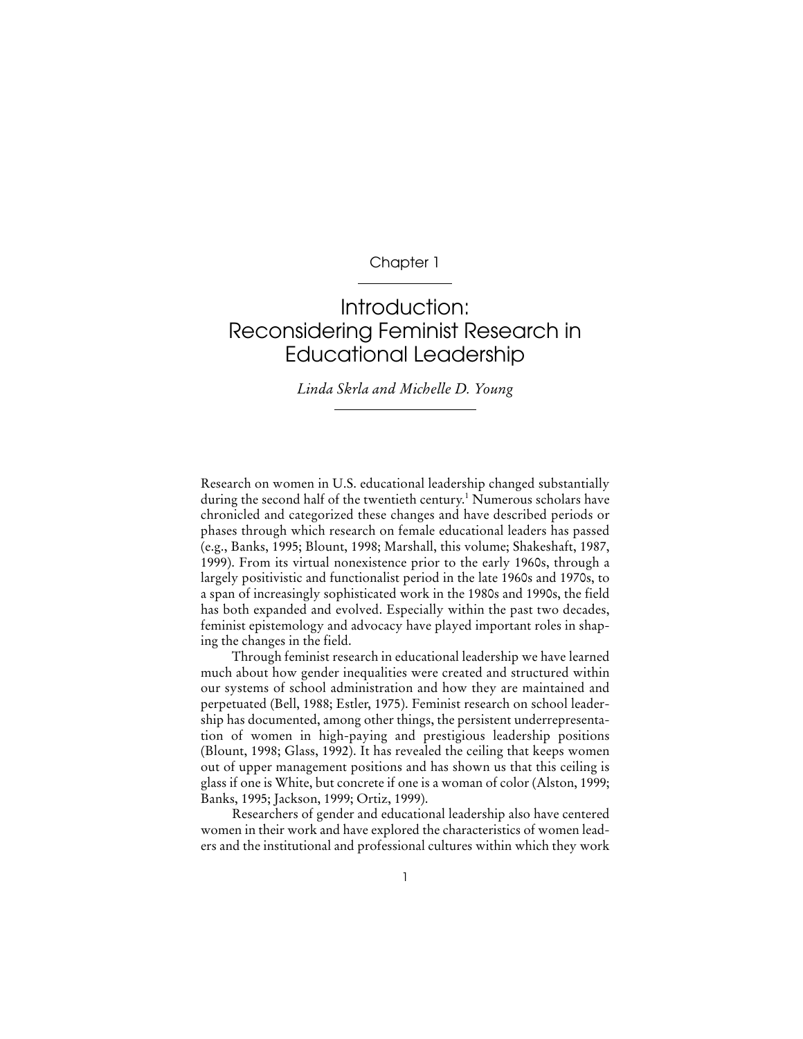Chapter 1

# Introduction: Reconsidering Feminist Research in Educational Leadership

*Linda Skrla and Michelle D. Young*

Research on women in U.S. educational leadership changed substantially during the second half of the twentieth century.[1] Numerous scholars have chronicled and categorized these changes and have described periods or phases through which research on female educational leaders has passed (e.g., Banks, 1995; Blount, 1998; Marshall, this volume; Shakeshaft, 1987, 1999). From its virtual nonexistence prior to the early 1960s, through a largely positivistic and functionalist period in the late 1960s and 1970s, to a span of increasingly sophisticated work in the 1980s and 1990s, the field has both expanded and evolved. Especially within the past two decades, feminist epistemology and advocacy have played important roles in shaping the changes in the field.

Through feminist research in educational leadership we have learned much about how gender inequalities were created and structured within our systems of school administration and how they are maintained and perpetuated (Bell, 1988; Estler, 1975). Feminist research on school leadership has documented, among other things, the persistent underrepresentation of women in high-paying and prestigious leadership positions (Blount, 1998; Glass, 1992). It has revealed the ceiling that keeps women out of upper management positions and has shown us that this ceiling is glass if one is White, but concrete if one is a woman of color (Alston, 1999; Banks, 1995; Jackson, 1999; Ortiz, 1999).

Researchers of gender and educational leadership also have centered women in their work and have explored the characteristics of women leaders and the institutional and professional cultures within which they work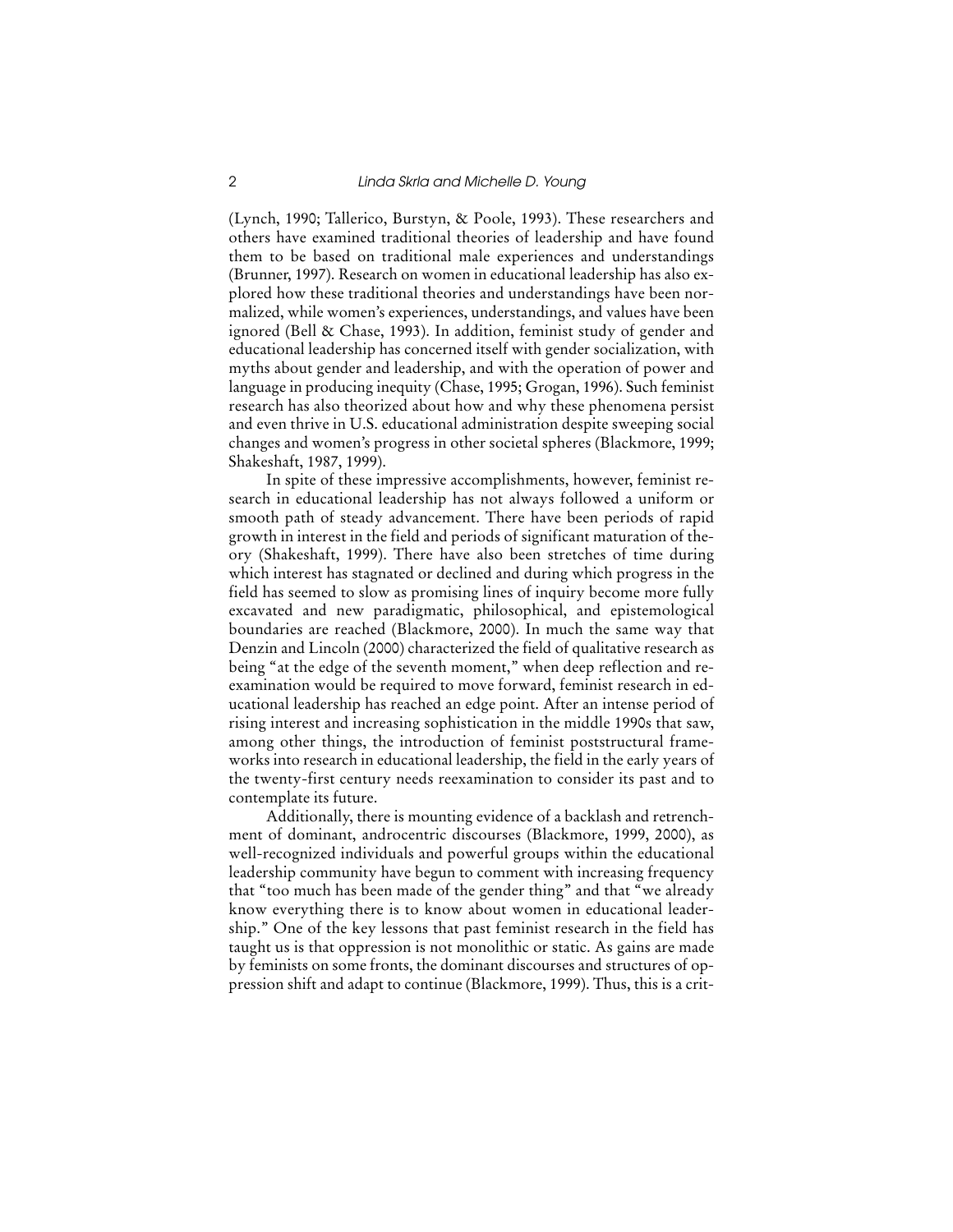(Lynch, 1990; Tallerico, Burstyn, & Poole, 1993). These researchers and others have examined traditional theories of leadership and have found them to be based on traditional male experiences and understandings (Brunner, 1997). Research on women in educational leadership has also explored how these traditional theories and understandings have been normalized, while women's experiences, understandings, and values have been ignored (Bell & Chase, 1993). In addition, feminist study of gender and educational leadership has concerned itself with gender socialization, with myths about gender and leadership, and with the operation of power and language in producing inequity (Chase, 1995; Grogan, 1996). Such feminist research has also theorized about how and why these phenomena persist and even thrive in U.S. educational administration despite sweeping social changes and women's progress in other societal spheres (Blackmore, 1999; Shakeshaft, 1987, 1999).

In spite of these impressive accomplishments, however, feminist research in educational leadership has not always followed a uniform or smooth path of steady advancement. There have been periods of rapid growth in interest in the field and periods of significant maturation of theory (Shakeshaft, 1999). There have also been stretches of time during which interest has stagnated or declined and during which progress in the field has seemed to slow as promising lines of inquiry become more fully excavated and new paradigmatic, philosophical, and epistemological boundaries are reached (Blackmore, 2000). In much the same way that Denzin and Lincoln (2000) characterized the field of qualitative research as being "at the edge of the seventh moment," when deep reflection and reexamination would be required to move forward, feminist research in educational leadership has reached an edge point. After an intense period of rising interest and increasing sophistication in the middle 1990s that saw, among other things, the introduction of feminist poststructural frameworks into research in educational leadership, the field in the early years of the twenty-first century needs reexamination to consider its past and to contemplate its future.

Additionally, there is mounting evidence of a backlash and retrenchment of dominant, androcentric discourses (Blackmore, 1999, 2000), as well-recognized individuals and powerful groups within the educational leadership community have begun to comment with increasing frequency that "too much has been made of the gender thing" and that "we already know everything there is to know about women in educational leadership." One of the key lessons that past feminist research in the field has taught us is that oppression is not monolithic or static. As gains are made by feminists on some fronts, the dominant discourses and structures of oppression shift and adapt to continue (Blackmore, 1999). Thus, this is a crit-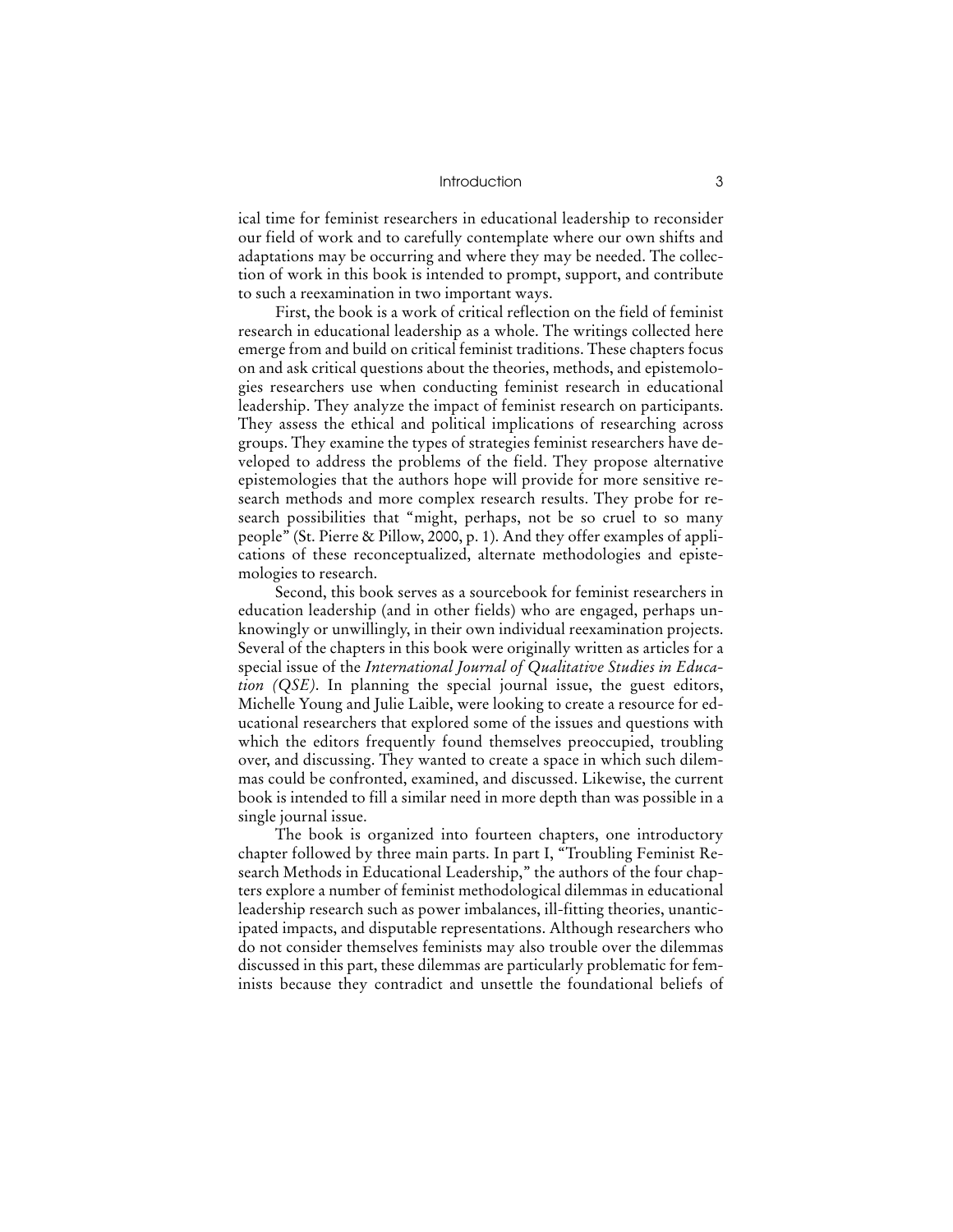ical time for feminist researchers in educational leadership to reconsider our field of work and to carefully contemplate where our own shifts and adaptations may be occurring and where they may be needed. The collection of work in this book is intended to prompt, support, and contribute to such a reexamination in two important ways.

First, the book is a work of critical reflection on the field of feminist research in educational leadership as a whole. The writings collected here emerge from and build on critical feminist traditions. These chapters focus on and ask critical questions about the theories, methods, and epistemologies researchers use when conducting feminist research in educational leadership. They analyze the impact of feminist research on participants. They assess the ethical and political implications of researching across groups. They examine the types of strategies feminist researchers have developed to address the problems of the field. They propose alternative epistemologies that the authors hope will provide for more sensitive research methods and more complex research results. They probe for research possibilities that "might, perhaps, not be so cruel to so many people" (St. Pierre & Pillow, 2000, p. 1). And they offer examples of applications of these reconceptualized, alternate methodologies and epistemologies to research.

Second, this book serves as a sourcebook for feminist researchers in education leadership (and in other fields) who are engaged, perhaps unknowingly or unwillingly, in their own individual reexamination projects. Several of the chapters in this book were originally written as articles for a special issue of the *International Journal of Qualitative Studies in Education (QSE)*. In planning the special journal issue, the guest editors, Michelle Young and Julie Laible, were looking to create a resource for educational researchers that explored some of the issues and questions with which the editors frequently found themselves preoccupied, troubling over, and discussing. They wanted to create a space in which such dilemmas could be confronted, examined, and discussed. Likewise, the current book is intended to fill a similar need in more depth than was possible in a single journal issue.

The book is organized into fourteen chapters, one introductory chapter followed by three main parts. In part I, "Troubling Feminist Research Methods in Educational Leadership," the authors of the four chapters explore a number of feminist methodological dilemmas in educational leadership research such as power imbalances, ill-fitting theories, unanticipated impacts, and disputable representations. Although researchers who do not consider themselves feminists may also trouble over the dilemmas discussed in this part, these dilemmas are particularly problematic for feminists because they contradict and unsettle the foundational beliefs of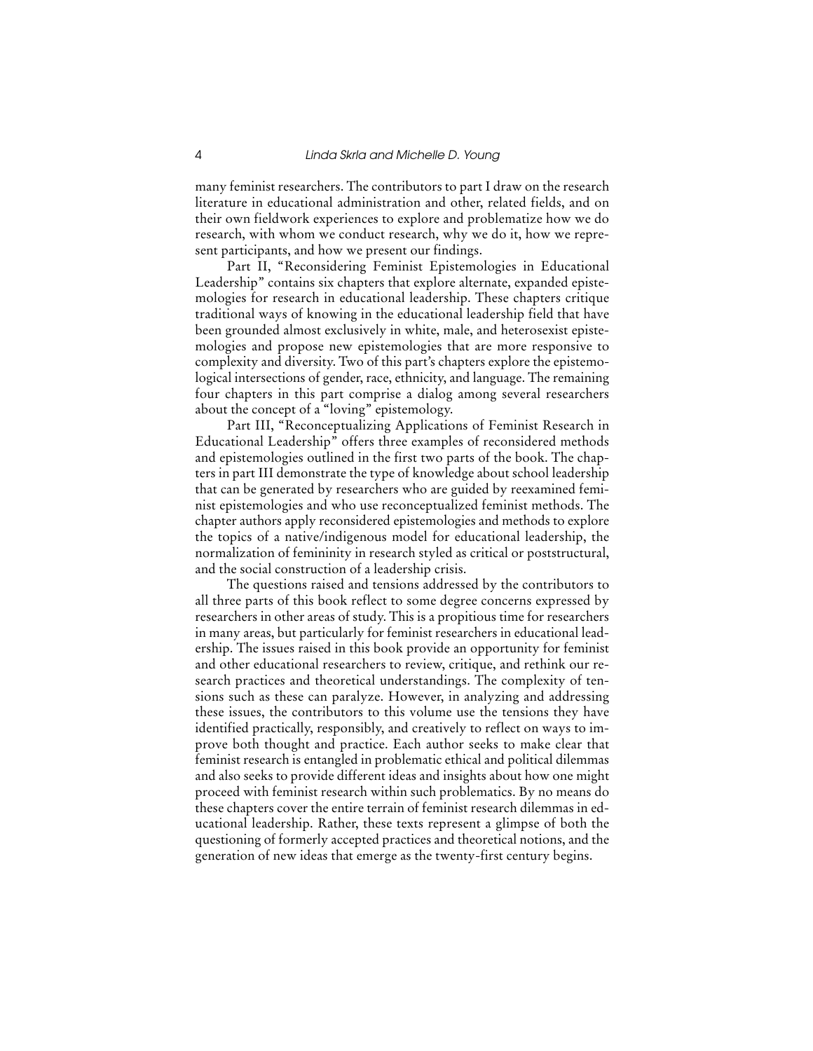many feminist researchers. The contributors to part I draw on the research literature in educational administration and other, related fields, and on their own fieldwork experiences to explore and problematize how we do research, with whom we conduct research, why we do it, how we represent participants, and how we present our findings.

Part II, "Reconsidering Feminist Epistemologies in Educational Leadership" contains six chapters that explore alternate, expanded epistemologies for research in educational leadership. These chapters critique traditional ways of knowing in the educational leadership field that have been grounded almost exclusively in white, male, and heterosexist epistemologies and propose new epistemologies that are more responsive to complexity and diversity. Two of this part's chapters explore the epistemological intersections of gender, race, ethnicity, and language. The remaining four chapters in this part comprise a dialog among several researchers about the concept of a "loving" epistemology.

Part III, "Reconceptualizing Applications of Feminist Research in Educational Leadership" offers three examples of reconsidered methods and epistemologies outlined in the first two parts of the book. The chapters in part III demonstrate the type of knowledge about school leadership that can be generated by researchers who are guided by reexamined feminist epistemologies and who use reconceptualized feminist methods. The chapter authors apply reconsidered epistemologies and methods to explore the topics of a native/indigenous model for educational leadership, the normalization of femininity in research styled as critical or poststructural, and the social construction of a leadership crisis.

The questions raised and tensions addressed by the contributors to all three parts of this book reflect to some degree concerns expressed by researchers in other areas of study. This is a propitious time for researchers in many areas, but particularly for feminist researchers in educational leadership. The issues raised in this book provide an opportunity for feminist and other educational researchers to review, critique, and rethink our research practices and theoretical understandings. The complexity of tensions such as these can paralyze. However, in analyzing and addressing these issues, the contributors to this volume use the tensions they have identified practically, responsibly, and creatively to reflect on ways to improve both thought and practice. Each author seeks to make clear that feminist research is entangled in problematic ethical and political dilemmas and also seeks to provide different ideas and insights about how one might proceed with feminist research within such problematics. By no means do these chapters cover the entire terrain of feminist research dilemmas in educational leadership. Rather, these texts represent a glimpse of both the questioning of formerly accepted practices and theoretical notions, and the generation of new ideas that emerge as the twenty-first century begins.